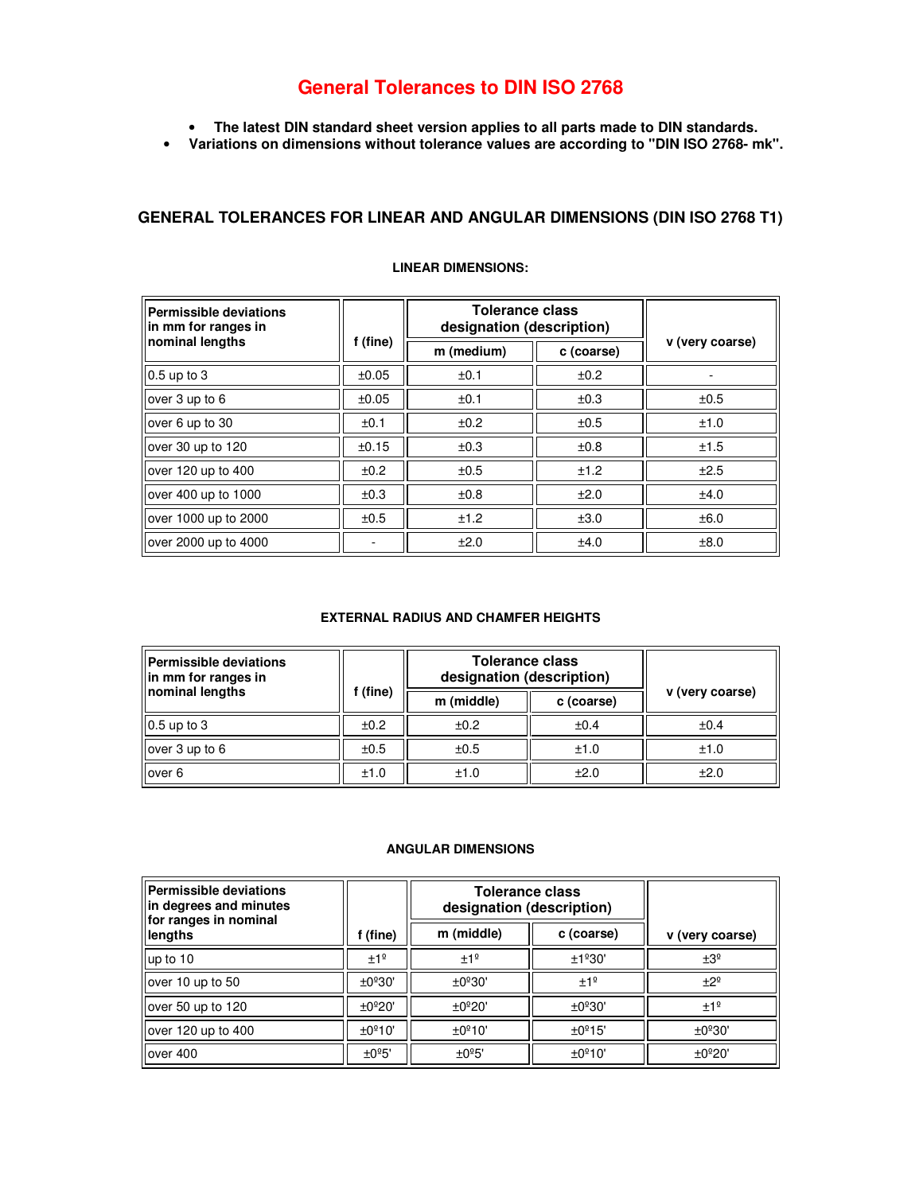# General Tolerances to DIN ISO 2768

- **The latest DIN standard sheet version applies to all parts made to DIN standards.**
- **Variations on dimensions without tolerance values are according to "DIN ISO 2768- mk".**

## GENERAL TOLERANCES FOR LINEAR AND ANGULAR DIMENSIONS (DIN ISO 2768 T1)

### LINEAR DIMENSIONS:

| Permissible deviations in mm for ranges in nominal lengths | f (fine) | Tolerance class designation (description) | | v (very coarse) |
|---|---|---|---|---|
| | | m (medium) | c (coarse) | |
| 0.5 up to 3 | ±0.05 | ±0.1 | ±0.2 | - |
| over 3 up to 6 | ±0.05 | ±0.1 | ±0.3 | ±0.5 |
| over 6 up to 30 | ±0.1 | ±0.2 | ±0.5 | ±1.0 |
| over 30 up to 120 | ±0.15 | ±0.3 | ±0.8 | ±1.5 |
| over 120 up to 400 | ±0.2 | ±0.5 | ±1.2 | ±2.5 |
| over 400 up to 1000 | ±0.3 | ±0.8 | ±2.0 | ±4.0 |
| over 1000 up to 2000 | ±0.5 | ±1.2 | ±3.0 | ±6.0 |
| over 2000 up to 4000 | - | ±2.0 | ±4.0 | ±8.0 |

### EXTERNAL RADIUS AND CHAMFER HEIGHTS

| Permissible deviations in mm for ranges in nominal lengths | f (fine) | Tolerance class designation (description) | | v (very coarse) |
|---|---|---|---|---|
| | | m (middle) | c (coarse) | |
| 0.5 up to 3 | ±0.2 | ±0.2 | ±0.4 | ±0.4 |
| over 3 up to 6 | ±0.5 | ±0.5 | ±1.0 | ±1.0 |
| over 6 | ±1.0 | ±1.0 | ±2.0 | ±2.0 |

### ANGULAR DIMENSIONS

| Permissible deviations in degrees and minutes for ranges in nominal lengths | f (fine) | Tolerance class designation (description) | | v (very coarse) |
|---|---|---|---|---|
| | | m (middle) | c (coarse) | |
| up to 10 | ±1º | ±1º | ±1º30' | ±3º |
| over 10 up to 50 | ±0º30' | ±0º30' | ±1º | ±2º |
| over 50 up to 120 | ±0º20' | ±0º20' | ±0º30' | ±1º |
| over 120 up to 400 | ±0º10' | ±0º10' | ±0º15' | ±0º30' |
| over 400 | ±0º5' | ±0º5' | ±0º10' | ±0º20' |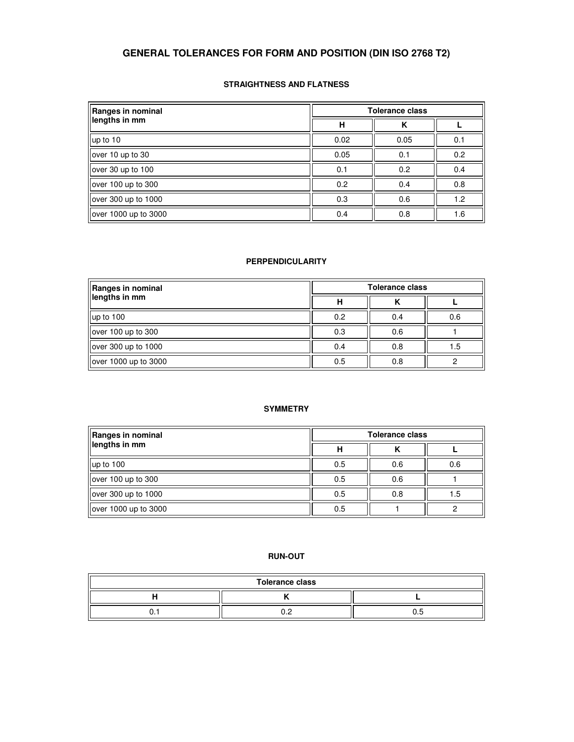# GENERAL TOLERANCES FOR FORM AND POSITION (DIN ISO 2768 T2)

## STRAIGHTNESS AND FLATNESS

| Ranges in nominal lengths in mm | Tolerance class | | |
|---|---|---|---|
| | H | K | L |
| up to 10 | 0.02 | 0.05 | 0.1 |
| over 10 up to 30 | 0.05 | 0.1 | 0.2 |
| over 30 up to 100 | 0.1 | 0.2 | 0.4 |
| over 100 up to 300 | 0.2 | 0.4 | 0.8 |
| over 300 up to 1000 | 0.3 | 0.6 | 1.2 |
| over 1000 up to 3000 | 0.4 | 0.8 | 1.6 |

## PERPENDICULARITY

| Ranges in nominal lengths in mm | Tolerance class | | |
|---|---|---|---|
| | H | K | L |
| up to 100 | 0.2 | 0.4 | 0.6 |
| over 100 up to 300 | 0.3 | 0.6 | 1 |
| over 300 up to 1000 | 0.4 | 0.8 | 1.5 |
| over 1000 up to 3000 | 0.5 | 0.8 | 2 |

## SYMMETRY

| Ranges in nominal lengths in mm | Tolerance class | | |
|---|---|---|---|
| | H | K | L |
| up to 100 | 0.5 | 0.6 | 0.6 |
| over 100 up to 300 | 0.5 | 0.6 | 1 |
| over 300 up to 1000 | 0.5 | 0.8 | 1.5 |
| over 1000 up to 3000 | 0.5 | 1 | 2 |

## RUN-OUT

| Tolerance class | | |
|---|---|---|
| H | K | L |
| 0.1 | 0.2 | 0.5 |